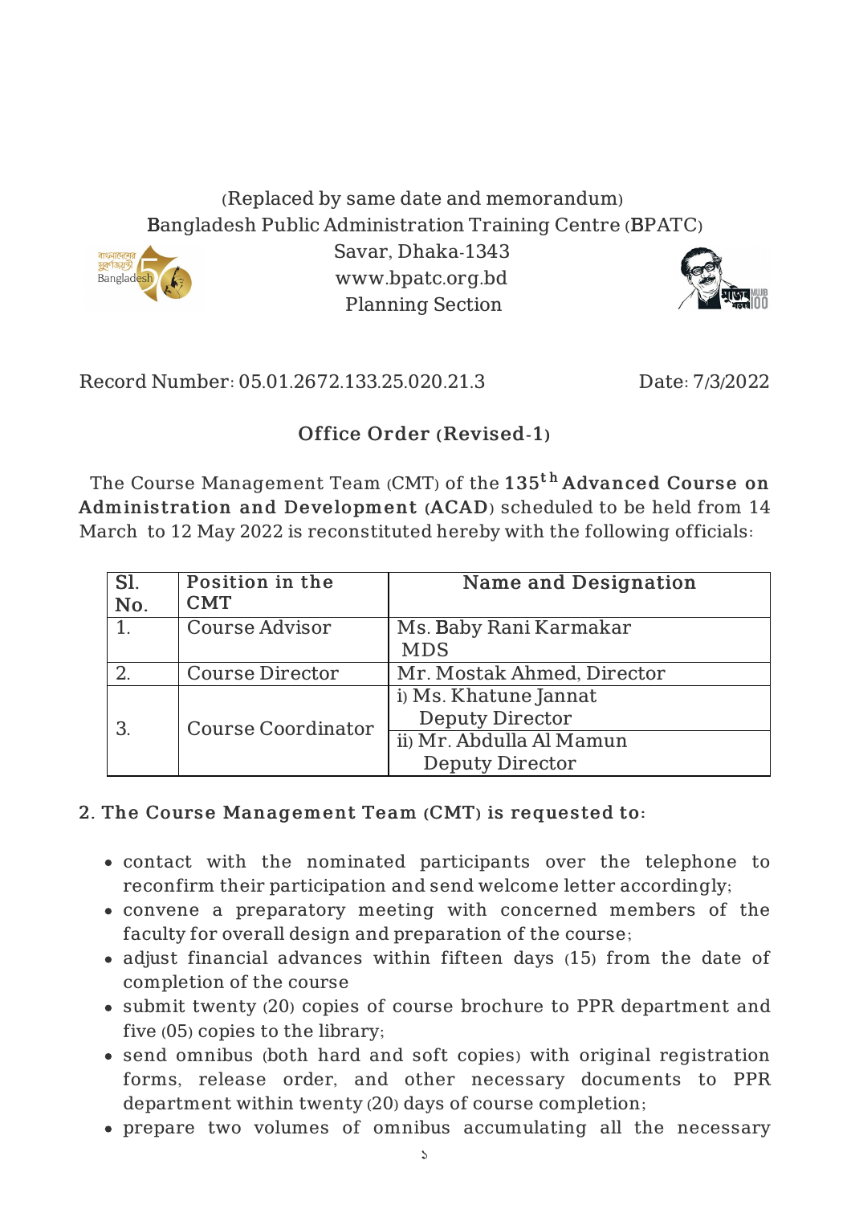(Replaced by same date and memorandum)
Bangladesh Public Administration Training Centre (BPATC)
Savar, Dhaka-1343
www.bpatc.org.bd
Planning Section

Record Number: 05.01.2672.133.25.020.21.3 Date: 7/3/2022

## Office Order (Revised-1)

The Course Management Team (CMT) of the **135th Advanced Course on Administration and Development (ACAD)** scheduled to be held from 14 March to 12 May 2022 is reconstituted hereby with the following officials:

| Sl. No. | Position in the CMT | Name and Designation |
|---|---|---|
| 1. | Course Advisor | Ms. Baby Rani Karmakar MDS |
| 2. | Course Director | Mr. Mostak Ahmed, Director |
| 3. | Course Coordinator | i) Ms. Khatune Jannat Deputy Director |
| | | ii) Mr. Abdulla Al Mamun Deputy Director |

**2. The Course Management Team (CMT) is requested to:**

- contact with the nominated participants over the telephone to reconfirm their participation and send welcome letter accordingly;
- convene a preparatory meeting with concerned members of the faculty for overall design and preparation of the course;
- adjust financial advances within fifteen days (15) from the date of completion of the course
- submit twenty (20) copies of course brochure to PPR department and five (05) copies to the library;
- send omnibus (both hard and soft copies) with original registration forms, release order, and other necessary documents to PPR department within twenty (20) days of course completion;
- prepare two volumes of omnibus accumulating all the necessary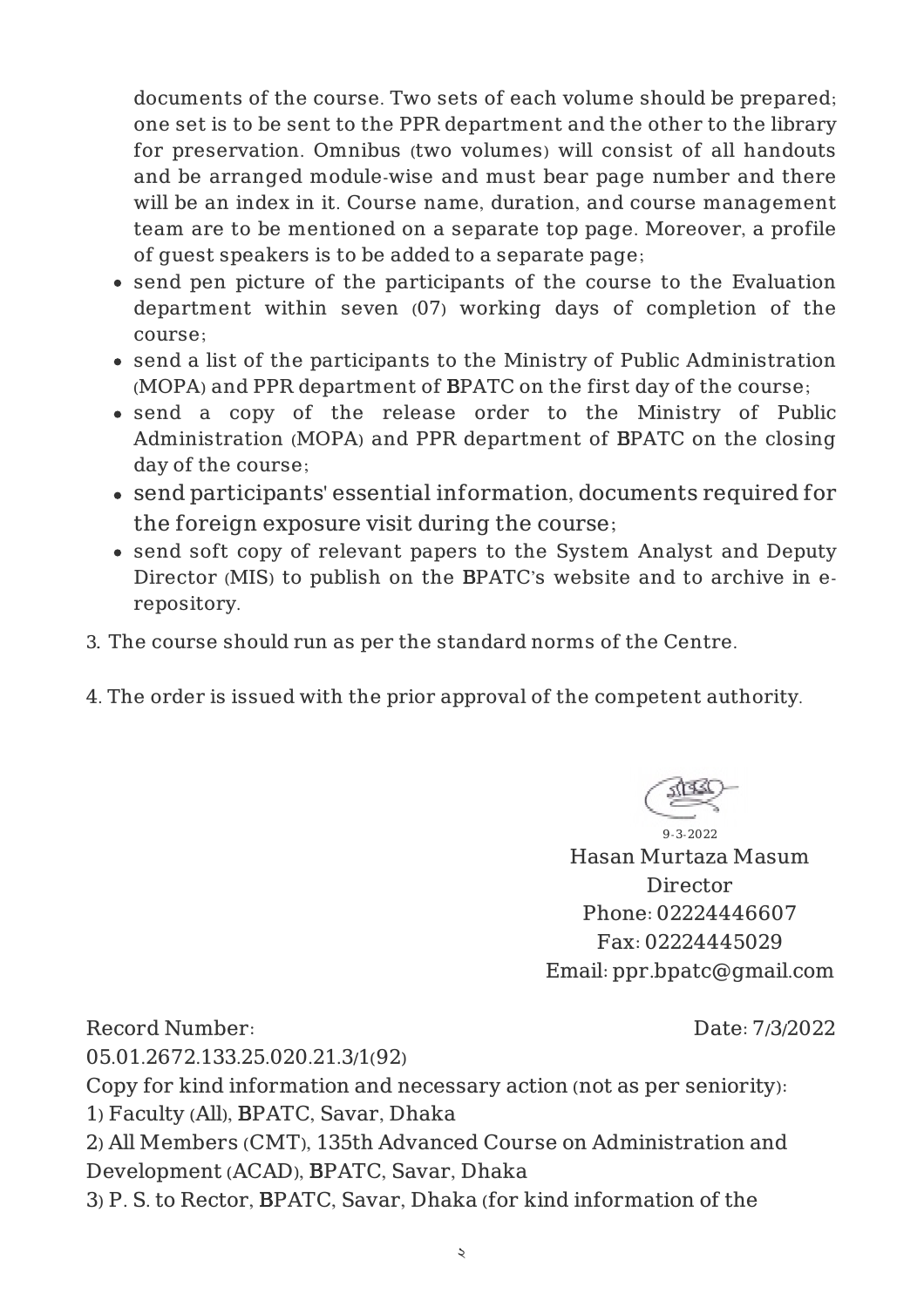documents of the course. Two sets of each volume should be prepared; one set is to be sent to the PPR department and the other to the library for preservation. Omnibus (two volumes) will consist of all handouts and be arranged module-wise and must bear page number and there will be an index in it. Course name, duration, and course management team are to be mentioned on a separate top page. Moreover, a profile of guest speakers is to be added to a separate page;

- send pen picture of the participants of the course to the Evaluation department within seven (07) working days of completion of the course;
- send a list of the participants to the Ministry of Public Administration (MOPA) and PPR department of BPATC on the first day of the course;
- send a copy of the release order to the Ministry of Public Administration (MOPA) and PPR department of BPATC on the closing day of the course;
- send participants' essential information, documents required for the foreign exposure visit during the course;
- send soft copy of relevant papers to the System Analyst and Deputy Director (MIS) to publish on the BPATC's website and to archive in e-repository.

3. The course should run as per the standard norms of the Centre.

4. The order is issued with the prior approval of the competent authority.

9-3-2022
Hasan Murtaza Masum
Director
Phone: 02224446607
Fax: 02224445029
Email: ppr.bpatc@gmail.com

Record Number: 05.01.2672.133.25.020.21.3/1(92)

Date: 7/3/2022

Copy for kind information and necessary action (not as per seniority):

1) Faculty (All), BPATC, Savar, Dhaka
2) All Members (CMT), 135th Advanced Course on Administration and Development (ACAD), BPATC, Savar, Dhaka
3) P. S. to Rector, BPATC, Savar, Dhaka (for kind information of the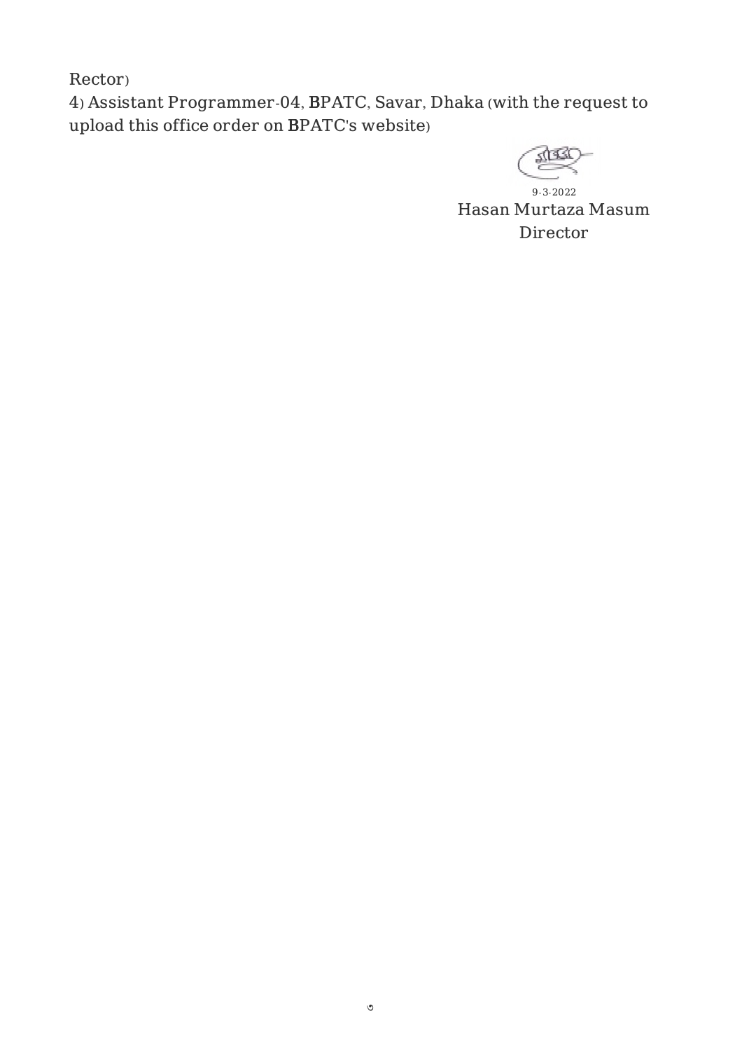Rector)

4) Assistant Programmer-04, BPATC, Savar, Dhaka (with the request to upload this office order on BPATC's website)

9-3-2022
Hasan Murtaza Masum
Director